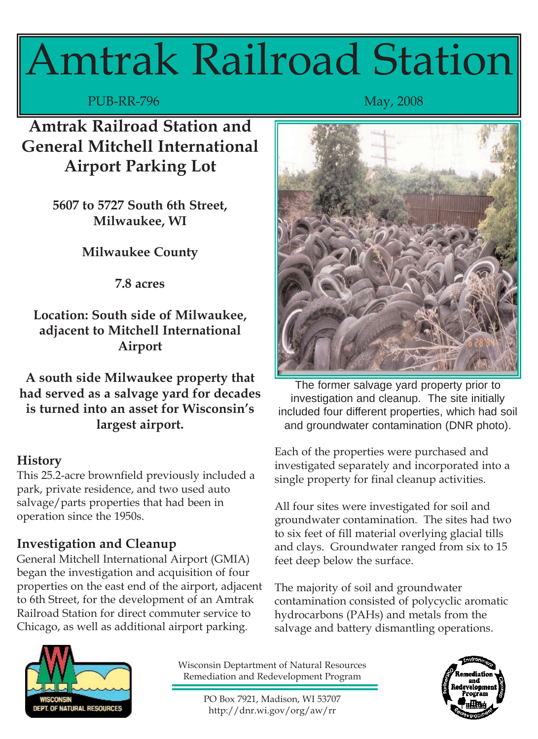# Amtrak Railroad Station

PUB-RR-796 May, 2008

## Amtrak Railroad Station and General Mitchell International Airport Parking Lot

**5607 to 5727 South 6th Street, Milwaukee, WI**

**Milwaukee County**

**7.8 acres**

**Location: South side of Milwaukee, adjacent to Mitchell International Airport**

**A south side Milwaukee property that had served as a salvage yard for decades is turned into an asset for Wisconsin's largest airport.**

### History

This 25.2-acre brownfield previously included a park, private residence, and two used auto salvage/parts properties that had been in operation since the 1950s.

### Investigation and Cleanup

General Mitchell International Airport (GMIA) began the investigation and acquisition of four properties on the east end of the airport, adjacent to 6th Street, for the development of an Amtrak Railroad Station for direct commuter service to Chicago, as well as additional airport parking.

The former salvage yard property prior to investigation and cleanup. The site initially included four different properties, which had soil and groundwater contamination (DNR photo).

Each of the properties were purchased and investigated separately and incorporated into a single property for final cleanup activities.

All four sites were investigated for soil and groundwater contamination. The sites had two to six feet of fill material overlying glacial tills and clays. Groundwater ranged from six to 15 feet deep below the surface.

The majority of soil and groundwater contamination consisted of polycyclic aromatic hydrocarbons (PAHs) and metals from the salvage and battery dismantling operations.

Wisconsin Deptartment of Natural Resources
Remediation and Redevelopment Program

PO Box 7921, Madison, WI 53707
http://dnr.wi.gov/org/aw/rr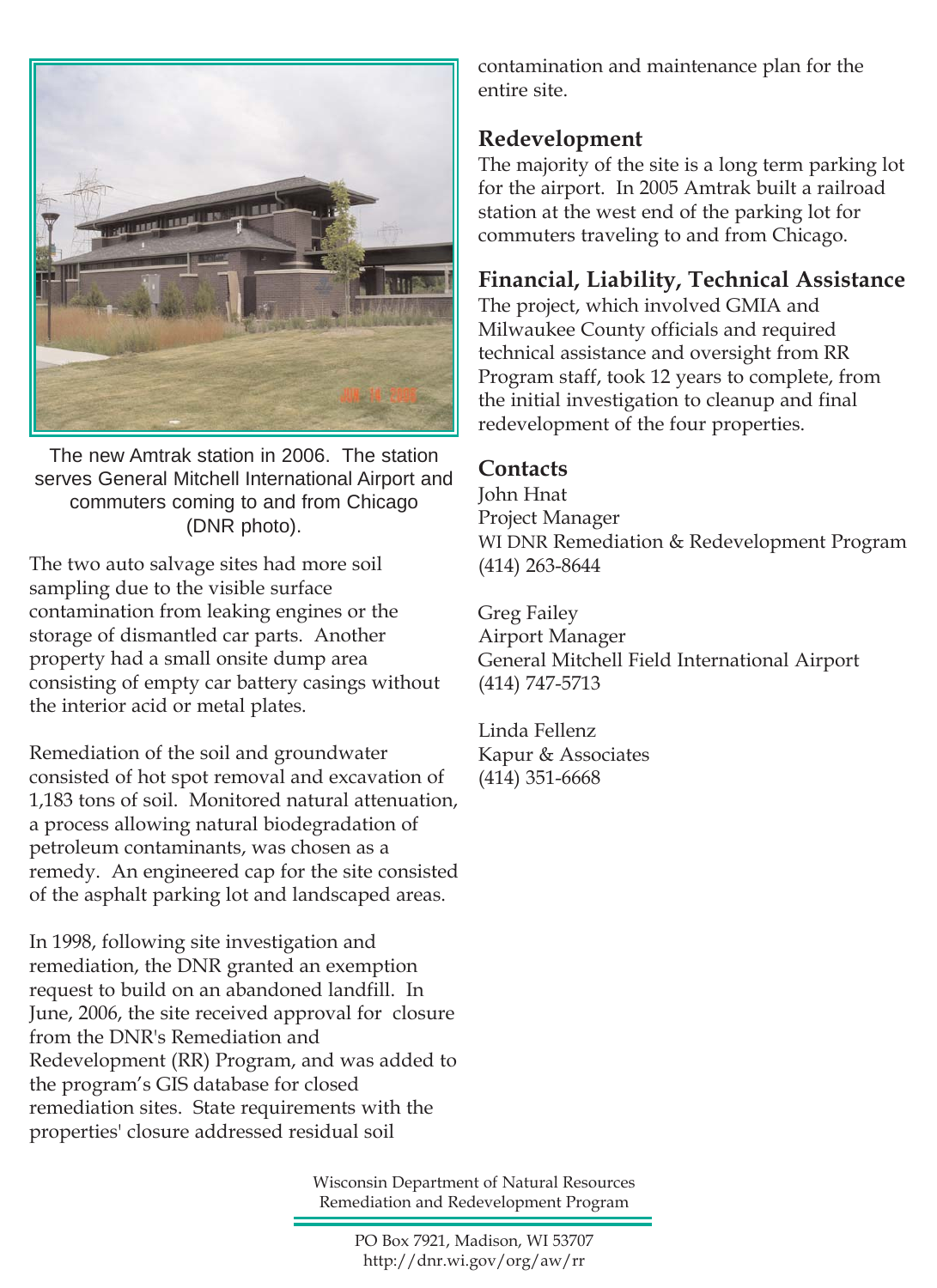The new Amtrak station in 2006. The station serves General Mitchell International Airport and commuters coming to and from Chicago (DNR photo).

The two auto salvage sites had more soil sampling due to the visible surface contamination from leaking engines or the storage of dismantled car parts. Another property had a small onsite dump area consisting of empty car battery casings without the interior acid or metal plates.

Remediation of the soil and groundwater consisted of hot spot removal and excavation of 1,183 tons of soil. Monitored natural attenuation, a process allowing natural biodegradation of petroleum contaminants, was chosen as a remedy. An engineered cap for the site consisted of the asphalt parking lot and landscaped areas.

In 1998, following site investigation and remediation, the DNR granted an exemption request to build on an abandoned landfill. In June, 2006, the site received approval for closure from the DNR's Remediation and Redevelopment (RR) Program, and was added to the program's GIS database for closed remediation sites. State requirements with the properties' closure addressed residual soil contamination and maintenance plan for the entire site.

## Redevelopment

The majority of the site is a long term parking lot for the airport. In 2005 Amtrak built a railroad station at the west end of the parking lot for commuters traveling to and from Chicago.

## Financial, Liability, Technical Assistance

The project, which involved GMIA and Milwaukee County officials and required technical assistance and oversight from RR Program staff, took 12 years to complete, from the initial investigation to cleanup and final redevelopment of the four properties.

## Contacts

John Hnat
Project Manager
WI DNR Remediation & Redevelopment Program
(414) 263-8644

Greg Failey
Airport Manager
General Mitchell Field International Airport
(414) 747-5713

Linda Fellenz
Kapur & Associates
(414) 351-6668

Wisconsin Department of Natural Resources
Remediation and Redevelopment Program

PO Box 7921, Madison, WI 53707
http://dnr.wi.gov/org/aw/rr